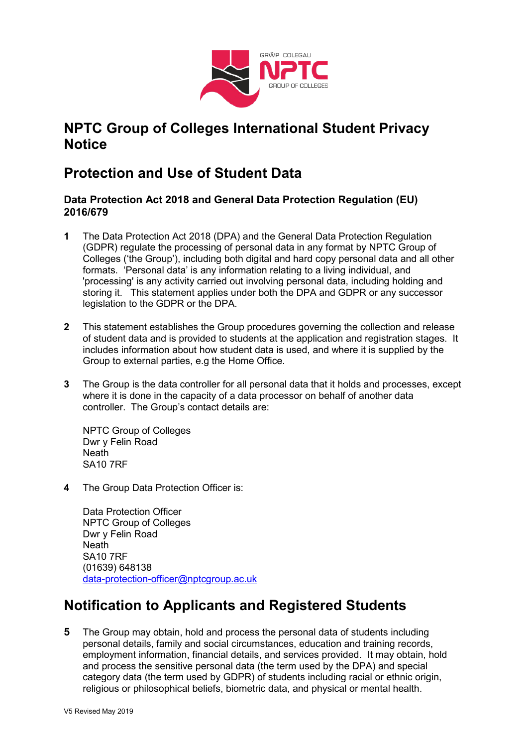# NPTC Group of Colleges International Student Privacy Notice

## Protection and Use of Student Data

### Data Protection Act 2018 and General Data Protection Regulation (EU) 2016/679

**1** The Data Protection Act 2018 (DPA) and the General Data Protection Regulation (GDPR) regulate the processing of personal data in any format by NPTC Group of Colleges ('the Group'), including both digital and hard copy personal data and all other formats. 'Personal data' is any information relating to a living individual, and 'processing' is any activity carried out involving personal data, including holding and storing it. This statement applies under both the DPA and GDPR or any successor legislation to the GDPR or the DPA.

**2** This statement establishes the Group procedures governing the collection and release of student data and is provided to students at the application and registration stages. It includes information about how student data is used, and where it is supplied by the Group to external parties, e.g the Home Office.

**3** The Group is the data controller for all personal data that it holds and processes, except where it is done in the capacity of a data processor on behalf of another data controller. The Group's contact details are:

NPTC Group of Colleges
Dwr y Felin Road
Neath
SA10 7RF

**4** The Group Data Protection Officer is:

Data Protection Officer
NPTC Group of Colleges
Dwr y Felin Road
Neath
SA10 7RF
(01639) 648138
data-protection-officer@nptcgroup.ac.uk

## Notification to Applicants and Registered Students

**5** The Group may obtain, hold and process the personal data of students including personal details, family and social circumstances, education and training records, employment information, financial details, and services provided. It may obtain, hold and process the sensitive personal data (the term used by the DPA) and special category data (the term used by GDPR) of students including racial or ethnic origin, religious or philosophical beliefs, biometric data, and physical or mental health.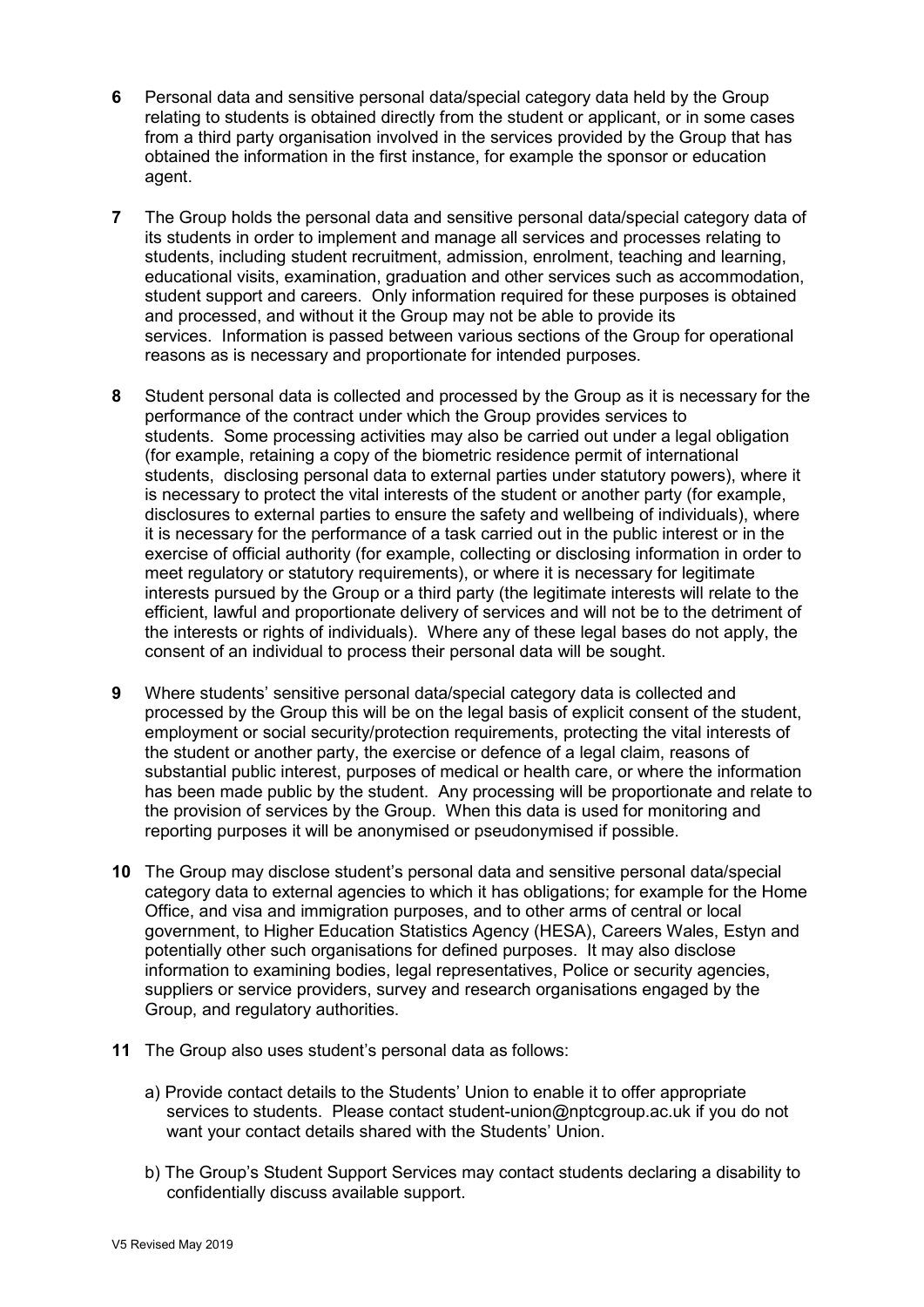**6** Personal data and sensitive personal data/special category data held by the Group relating to students is obtained directly from the student or applicant, or in some cases from a third party organisation involved in the services provided by the Group that has obtained the information in the first instance, for example the sponsor or education agent.

**7** The Group holds the personal data and sensitive personal data/special category data of its students in order to implement and manage all services and processes relating to students, including student recruitment, admission, enrolment, teaching and learning, educational visits, examination, graduation and other services such as accommodation, student support and careers. Only information required for these purposes is obtained and processed, and without it the Group may not be able to provide its services. Information is passed between various sections of the Group for operational reasons as is necessary and proportionate for intended purposes.

**8** Student personal data is collected and processed by the Group as it is necessary for the performance of the contract under which the Group provides services to students. Some processing activities may also be carried out under a legal obligation (for example, retaining a copy of the biometric residence permit of international students, disclosing personal data to external parties under statutory powers), where it is necessary to protect the vital interests of the student or another party (for example, disclosures to external parties to ensure the safety and wellbeing of individuals), where it is necessary for the performance of a task carried out in the public interest or in the exercise of official authority (for example, collecting or disclosing information in order to meet regulatory or statutory requirements), or where it is necessary for legitimate interests pursued by the Group or a third party (the legitimate interests will relate to the efficient, lawful and proportionate delivery of services and will not be to the detriment of the interests or rights of individuals). Where any of these legal bases do not apply, the consent of an individual to process their personal data will be sought.

**9** Where students' sensitive personal data/special category data is collected and processed by the Group this will be on the legal basis of explicit consent of the student, employment or social security/protection requirements, protecting the vital interests of the student or another party, the exercise or defence of a legal claim, reasons of substantial public interest, purposes of medical or health care, or where the information has been made public by the student. Any processing will be proportionate and relate to the provision of services by the Group. When this data is used for monitoring and reporting purposes it will be anonymised or pseudonymised if possible.

**10** The Group may disclose student's personal data and sensitive personal data/special category data to external agencies to which it has obligations; for example for the Home Office, and visa and immigration purposes, and to other arms of central or local government, to Higher Education Statistics Agency (HESA), Careers Wales, Estyn and potentially other such organisations for defined purposes. It may also disclose information to examining bodies, legal representatives, Police or security agencies, suppliers or service providers, survey and research organisations engaged by the Group, and regulatory authorities.

**11** The Group also uses student's personal data as follows:

a) Provide contact details to the Students' Union to enable it to offer appropriate services to students. Please contact student-union@nptcgroup.ac.uk if you do not want your contact details shared with the Students' Union.

b) The Group's Student Support Services may contact students declaring a disability to confidentially discuss available support.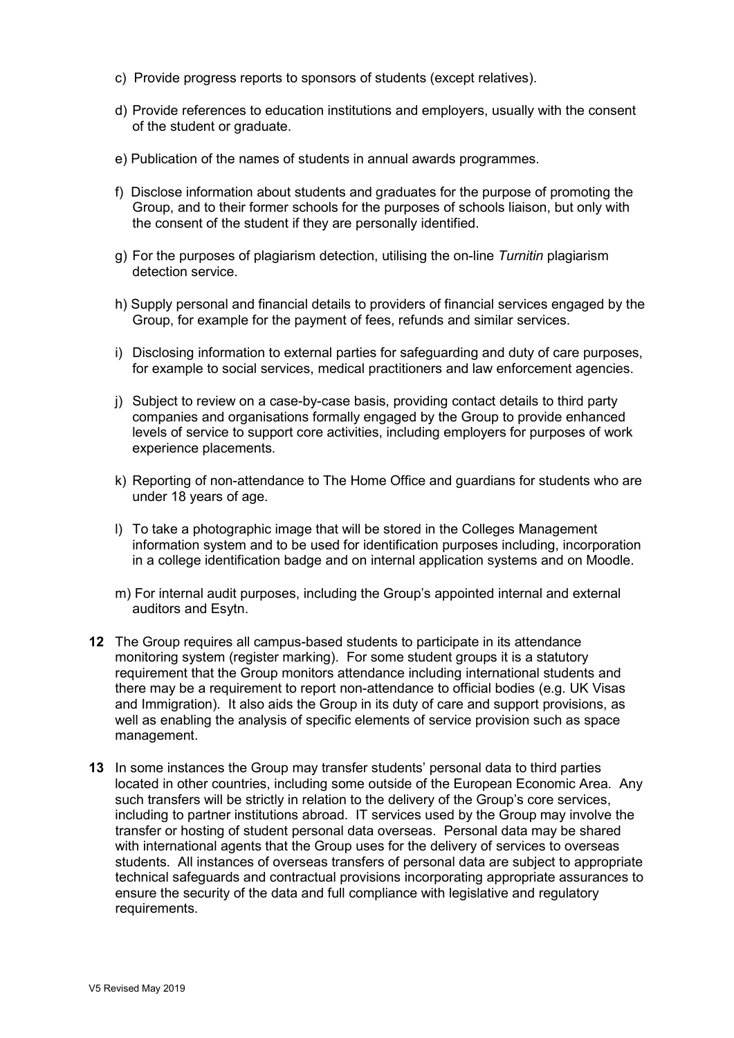c) Provide progress reports to sponsors of students (except relatives).

d) Provide references to education institutions and employers, usually with the consent of the student or graduate.

e) Publication of the names of students in annual awards programmes.

f) Disclose information about students and graduates for the purpose of promoting the Group, and to their former schools for the purposes of schools liaison, but only with the consent of the student if they are personally identified.

g) For the purposes of plagiarism detection, utilising the on-line *Turnitin* plagiarism detection service.

h) Supply personal and financial details to providers of financial services engaged by the Group, for example for the payment of fees, refunds and similar services.

i) Disclosing information to external parties for safeguarding and duty of care purposes, for example to social services, medical practitioners and law enforcement agencies.

j) Subject to review on a case-by-case basis, providing contact details to third party companies and organisations formally engaged by the Group to provide enhanced levels of service to support core activities, including employers for purposes of work experience placements.

k) Reporting of non-attendance to The Home Office and guardians for students who are under 18 years of age.

l) To take a photographic image that will be stored in the Colleges Management information system and to be used for identification purposes including, incorporation in a college identification badge and on internal application systems and on Moodle.

m) For internal audit purposes, including the Group's appointed internal and external auditors and Esytn.

**12** The Group requires all campus-based students to participate in its attendance monitoring system (register marking). For some student groups it is a statutory requirement that the Group monitors attendance including international students and there may be a requirement to report non-attendance to official bodies (e.g. UK Visas and Immigration). It also aids the Group in its duty of care and support provisions, as well as enabling the analysis of specific elements of service provision such as space management.

**13** In some instances the Group may transfer students' personal data to third parties located in other countries, including some outside of the European Economic Area. Any such transfers will be strictly in relation to the delivery of the Group's core services, including to partner institutions abroad. IT services used by the Group may involve the transfer or hosting of student personal data overseas. Personal data may be shared with international agents that the Group uses for the delivery of services to overseas students. All instances of overseas transfers of personal data are subject to appropriate technical safeguards and contractual provisions incorporating appropriate assurances to ensure the security of the data and full compliance with legislative and regulatory requirements.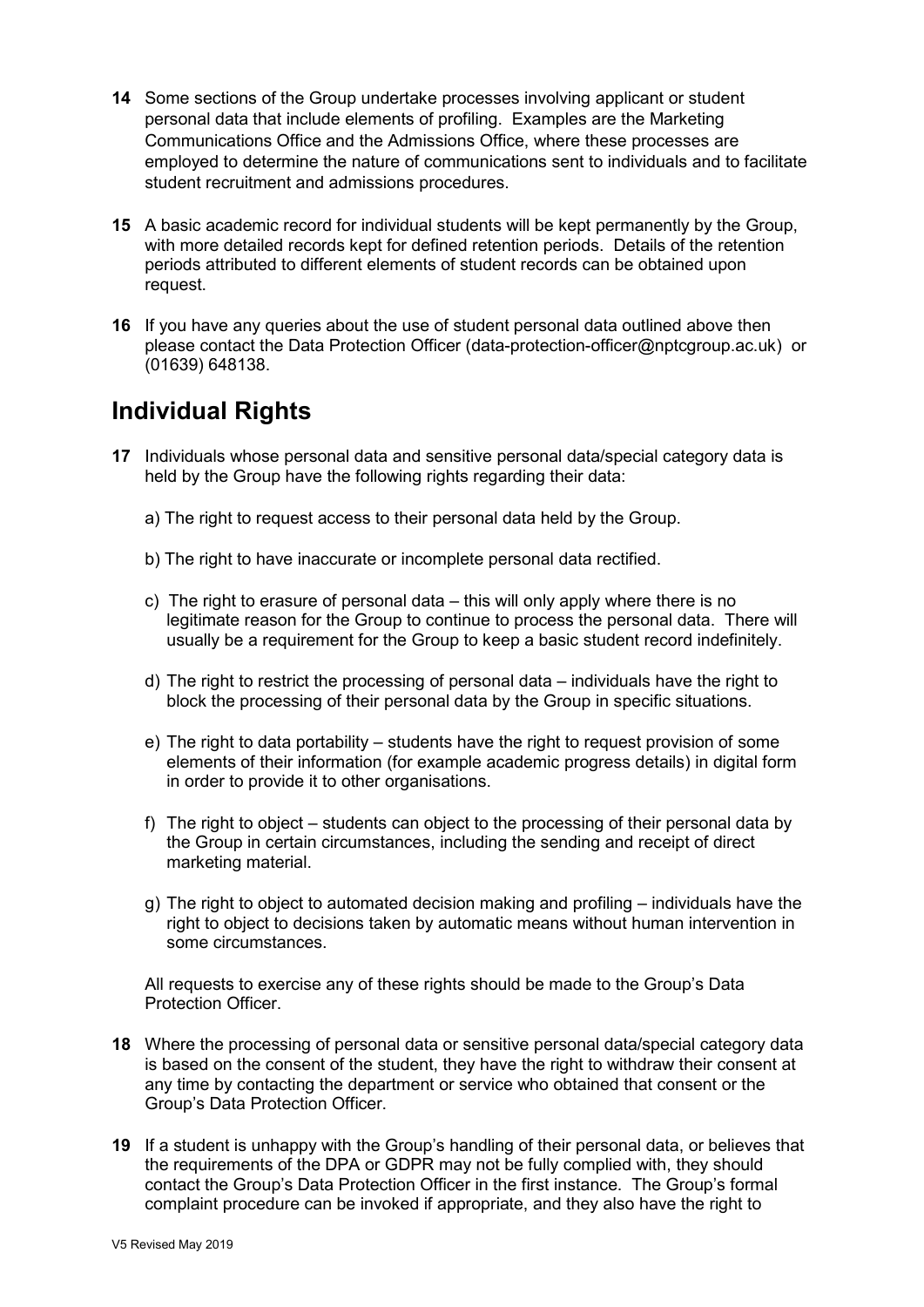**14** Some sections of the Group undertake processes involving applicant or student personal data that include elements of profiling. Examples are the Marketing Communications Office and the Admissions Office, where these processes are employed to determine the nature of communications sent to individuals and to facilitate student recruitment and admissions procedures.

**15** A basic academic record for individual students will be kept permanently by the Group, with more detailed records kept for defined retention periods. Details of the retention periods attributed to different elements of student records can be obtained upon request.

**16** If you have any queries about the use of student personal data outlined above then please contact the Data Protection Officer (data-protection-officer@nptcgroup.ac.uk) or (01639) 648138.

## Individual Rights

**17** Individuals whose personal data and sensitive personal data/special category data is held by the Group have the following rights regarding their data:

a) The right to request access to their personal data held by the Group.

b) The right to have inaccurate or incomplete personal data rectified.

c) The right to erasure of personal data – this will only apply where there is no legitimate reason for the Group to continue to process the personal data. There will usually be a requirement for the Group to keep a basic student record indefinitely.

d) The right to restrict the processing of personal data – individuals have the right to block the processing of their personal data by the Group in specific situations.

e) The right to data portability – students have the right to request provision of some elements of their information (for example academic progress details) in digital form in order to provide it to other organisations.

f) The right to object – students can object to the processing of their personal data by the Group in certain circumstances, including the sending and receipt of direct marketing material.

g) The right to object to automated decision making and profiling – individuals have the right to object to decisions taken by automatic means without human intervention in some circumstances.

All requests to exercise any of these rights should be made to the Group's Data Protection Officer.

**18** Where the processing of personal data or sensitive personal data/special category data is based on the consent of the student, they have the right to withdraw their consent at any time by contacting the department or service who obtained that consent or the Group's Data Protection Officer.

**19** If a student is unhappy with the Group's handling of their personal data, or believes that the requirements of the DPA or GDPR may not be fully complied with, they should contact the Group's Data Protection Officer in the first instance. The Group's formal complaint procedure can be invoked if appropriate, and they also have the right to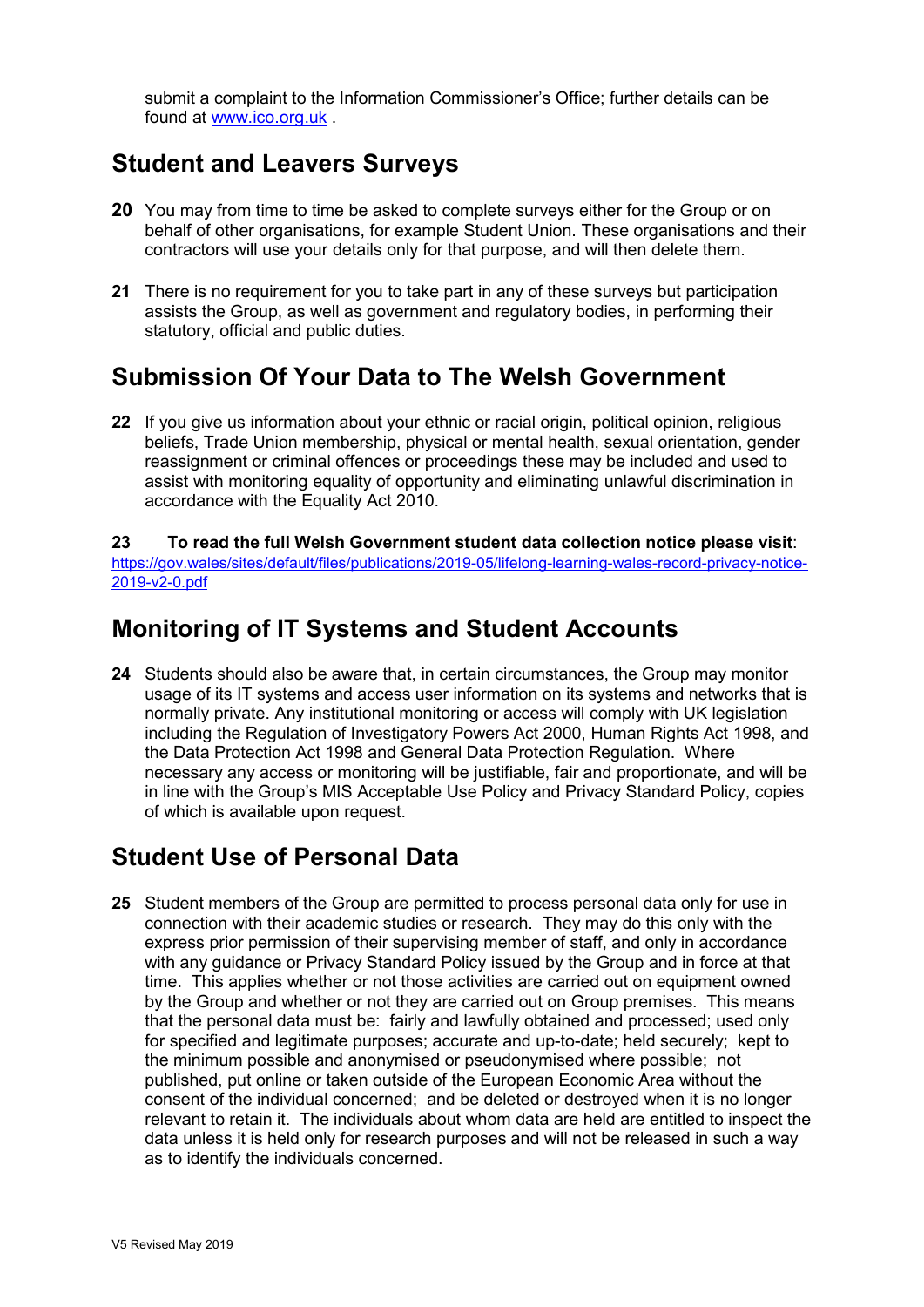submit a complaint to the Information Commissioner's Office; further details can be found at [www.ico.org.uk](http://www.ico.org.uk) .

## Student and Leavers Surveys

**20** You may from time to time be asked to complete surveys either for the Group or on behalf of other organisations, for example Student Union. These organisations and their contractors will use your details only for that purpose, and will then delete them.

**21** There is no requirement for you to take part in any of these surveys but participation assists the Group, as well as government and regulatory bodies, in performing their statutory, official and public duties.

## Submission Of Your Data to The Welsh Government

**22** If you give us information about your ethnic or racial origin, political opinion, religious beliefs, Trade Union membership, physical or mental health, sexual orientation, gender reassignment or criminal offences or proceedings these may be included and used to assist with monitoring equality of opportunity and eliminating unlawful discrimination in accordance with the Equality Act 2010.

**23 To read the full Welsh Government student data collection notice please visit**: [https://gov.wales/sites/default/files/publications/2019-05/lifelong-learning-wales-record-privacy-notice-2019-v2-0.pdf](https://gov.wales/sites/default/files/publications/2019-05/lifelong-learning-wales-record-privacy-notice-2019-v2-0.pdf)

## Monitoring of IT Systems and Student Accounts

**24** Students should also be aware that, in certain circumstances, the Group may monitor usage of its IT systems and access user information on its systems and networks that is normally private. Any institutional monitoring or access will comply with UK legislation including the Regulation of Investigatory Powers Act 2000, Human Rights Act 1998, and the Data Protection Act 1998 and General Data Protection Regulation. Where necessary any access or monitoring will be justifiable, fair and proportionate, and will be in line with the Group's MIS Acceptable Use Policy and Privacy Standard Policy, copies of which is available upon request.

## Student Use of Personal Data

**25** Student members of the Group are permitted to process personal data only for use in connection with their academic studies or research. They may do this only with the express prior permission of their supervising member of staff, and only in accordance with any guidance or Privacy Standard Policy issued by the Group and in force at that time. This applies whether or not those activities are carried out on equipment owned by the Group and whether or not they are carried out on Group premises. This means that the personal data must be: fairly and lawfully obtained and processed; used only for specified and legitimate purposes; accurate and up-to-date; held securely; kept to the minimum possible and anonymised or pseudonymised where possible; not published, put online or taken outside of the European Economic Area without the consent of the individual concerned; and be deleted or destroyed when it is no longer relevant to retain it. The individuals about whom data are held are entitled to inspect the data unless it is held only for research purposes and will not be released in such a way as to identify the individuals concerned.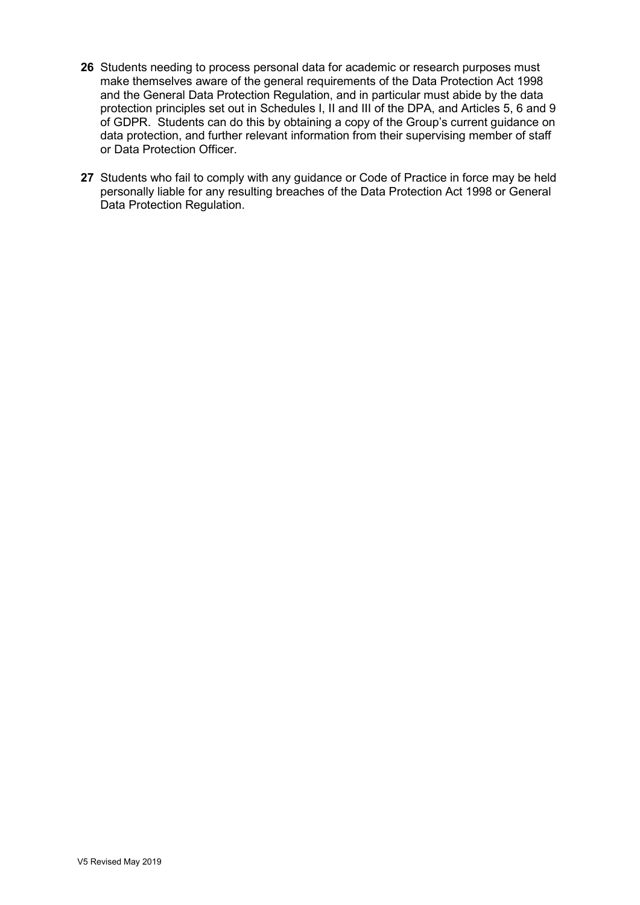**26** Students needing to process personal data for academic or research purposes must make themselves aware of the general requirements of the Data Protection Act 1998 and the General Data Protection Regulation, and in particular must abide by the data protection principles set out in Schedules I, II and III of the DPA, and Articles 5, 6 and 9 of GDPR. Students can do this by obtaining a copy of the Group's current guidance on data protection, and further relevant information from their supervising member of staff or Data Protection Officer.

**27** Students who fail to comply with any guidance or Code of Practice in force may be held personally liable for any resulting breaches of the Data Protection Act 1998 or General Data Protection Regulation.

V5 Revised May 2019